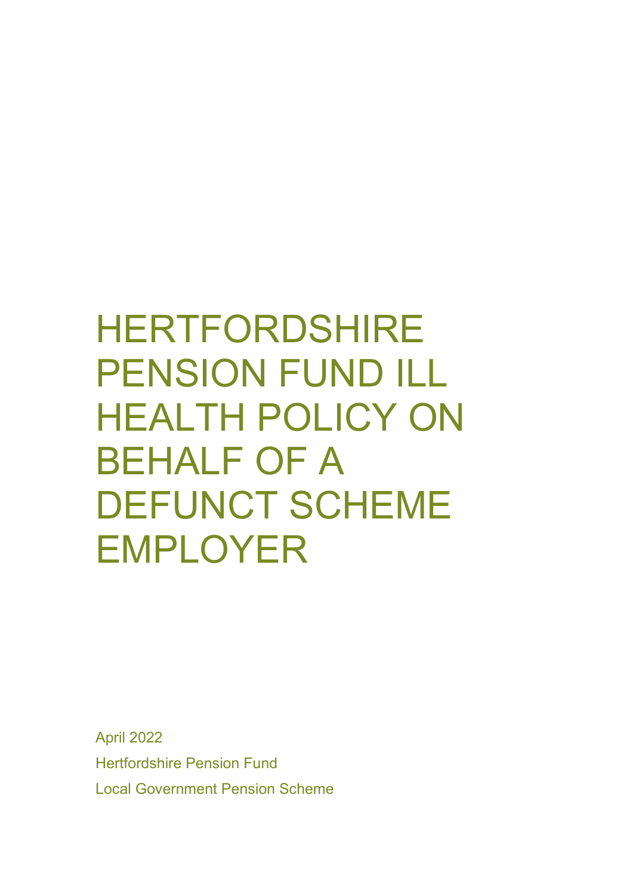# HERTFORDSHIRE PENSION FUND ILL HEALTH POLICY ON BEHALF OF A DEFUNCT SCHEME EMPLOYER

April 2022

Hertfordshire Pension Fund

Local Government Pension Scheme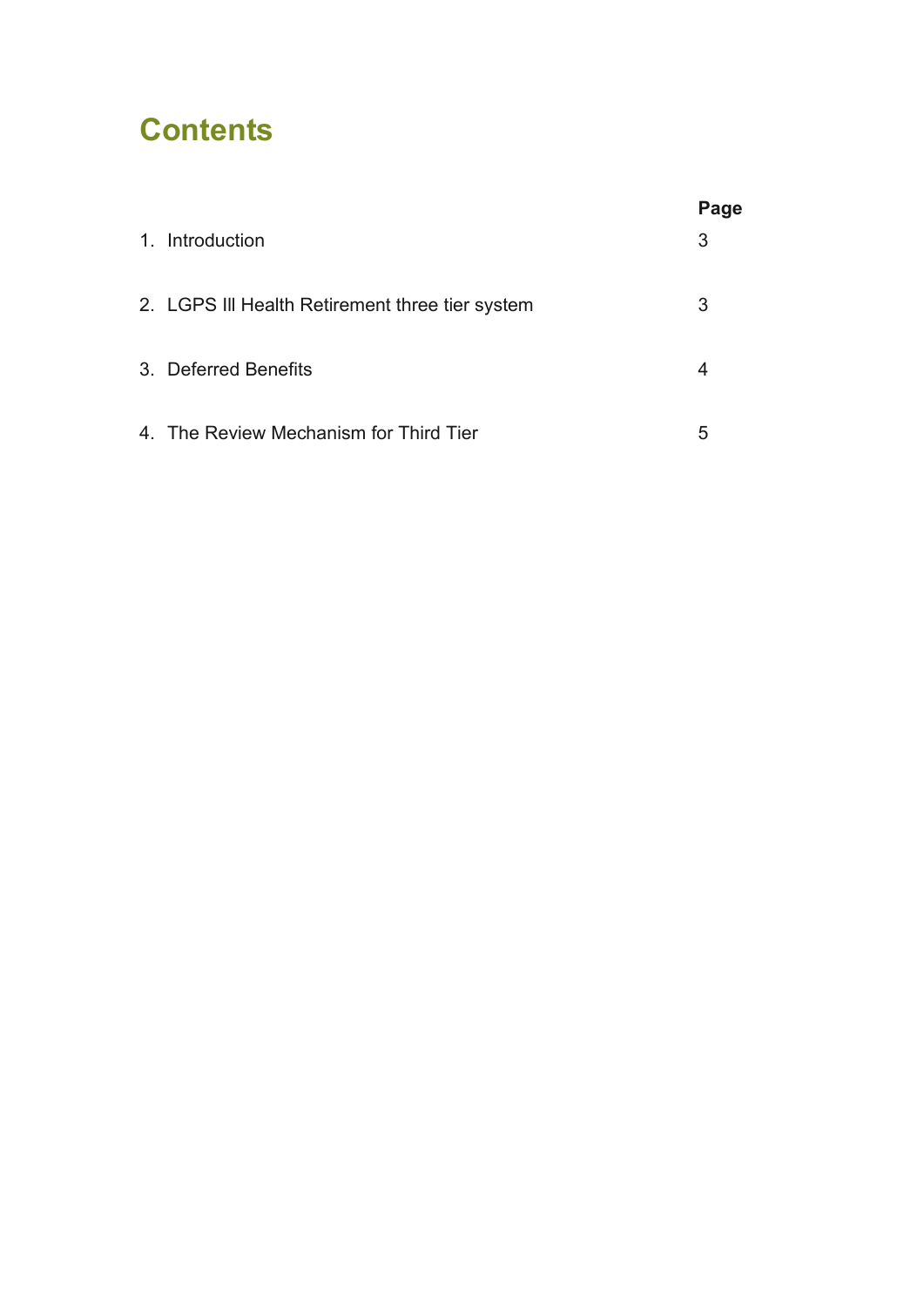# Contents

| | Page |
|---|---|
| 1. Introduction | 3 |
| 2. LGPS Ill Health Retirement three tier system | 3 |
| 3. Deferred Benefits | 4 |
| 4. The Review Mechanism for Third Tier | 5 |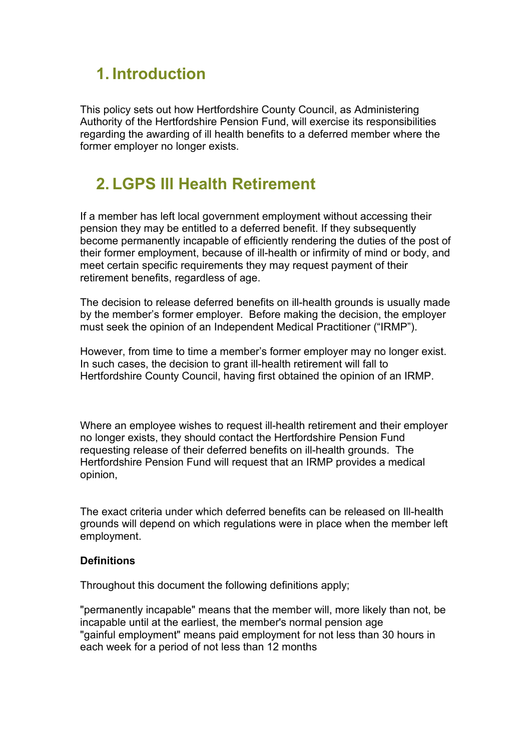## 1. Introduction

This policy sets out how Hertfordshire County Council, as Administering Authority of the Hertfordshire Pension Fund, will exercise its responsibilities regarding the awarding of ill health benefits to a deferred member where the former employer no longer exists.

## 2. LGPS Ill Health Retirement

If a member has left local government employment without accessing their pension they may be entitled to a deferred benefit. If they subsequently become permanently incapable of efficiently rendering the duties of the post of their former employment, because of ill-health or infirmity of mind or body, and meet certain specific requirements they may request payment of their retirement benefits, regardless of age.

The decision to release deferred benefits on ill-health grounds is usually made by the member's former employer. Before making the decision, the employer must seek the opinion of an Independent Medical Practitioner ("IRMP").

However, from time to time a member's former employer may no longer exist. In such cases, the decision to grant ill-health retirement will fall to Hertfordshire County Council, having first obtained the opinion of an IRMP.

Where an employee wishes to request ill-health retirement and their employer no longer exists, they should contact the Hertfordshire Pension Fund requesting release of their deferred benefits on ill-health grounds. The Hertfordshire Pension Fund will request that an IRMP provides a medical opinion,

The exact criteria under which deferred benefits can be released on Ill-health grounds will depend on which regulations were in place when the member left employment.

**Definitions**

Throughout this document the following definitions apply;

"permanently incapable" means that the member will, more likely than not, be incapable until at the earliest, the member's normal pension age
"gainful employment" means paid employment for not less than 30 hours in each week for a period of not less than 12 months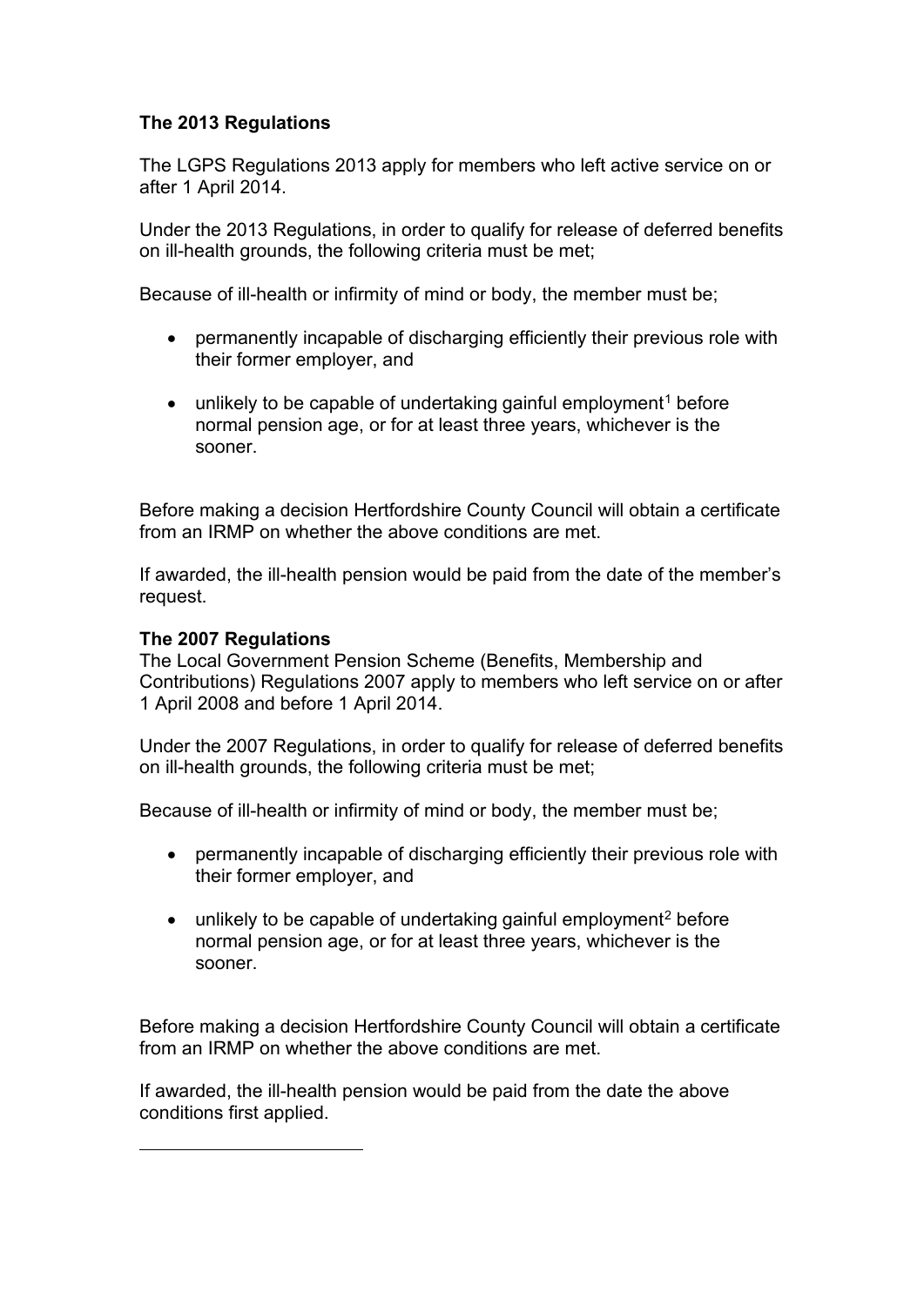**The 2013 Regulations**

The LGPS Regulations 2013 apply for members who left active service on or after 1 April 2014.

Under the 2013 Regulations, in order to qualify for release of deferred benefits on ill-health grounds, the following criteria must be met;

Because of ill-health or infirmity of mind or body, the member must be;

- permanently incapable of discharging efficiently their previous role with their former employer, and
- unlikely to be capable of undertaking gainful employment[1] before normal pension age, or for at least three years, whichever is the sooner.

Before making a decision Hertfordshire County Council will obtain a certificate from an IRMP on whether the above conditions are met.

If awarded, the ill-health pension would be paid from the date of the member's request.

**The 2007 Regulations**

The Local Government Pension Scheme (Benefits, Membership and Contributions) Regulations 2007 apply to members who left service on or after 1 April 2008 and before 1 April 2014.

Under the 2007 Regulations, in order to qualify for release of deferred benefits on ill-health grounds, the following criteria must be met;

Because of ill-health or infirmity of mind or body, the member must be;

- permanently incapable of discharging efficiently their previous role with their former employer, and
- unlikely to be capable of undertaking gainful employment[2] before normal pension age, or for at least three years, whichever is the sooner.

Before making a decision Hertfordshire County Council will obtain a certificate from an IRMP on whether the above conditions are met.

If awarded, the ill-health pension would be paid from the date the above conditions first applied.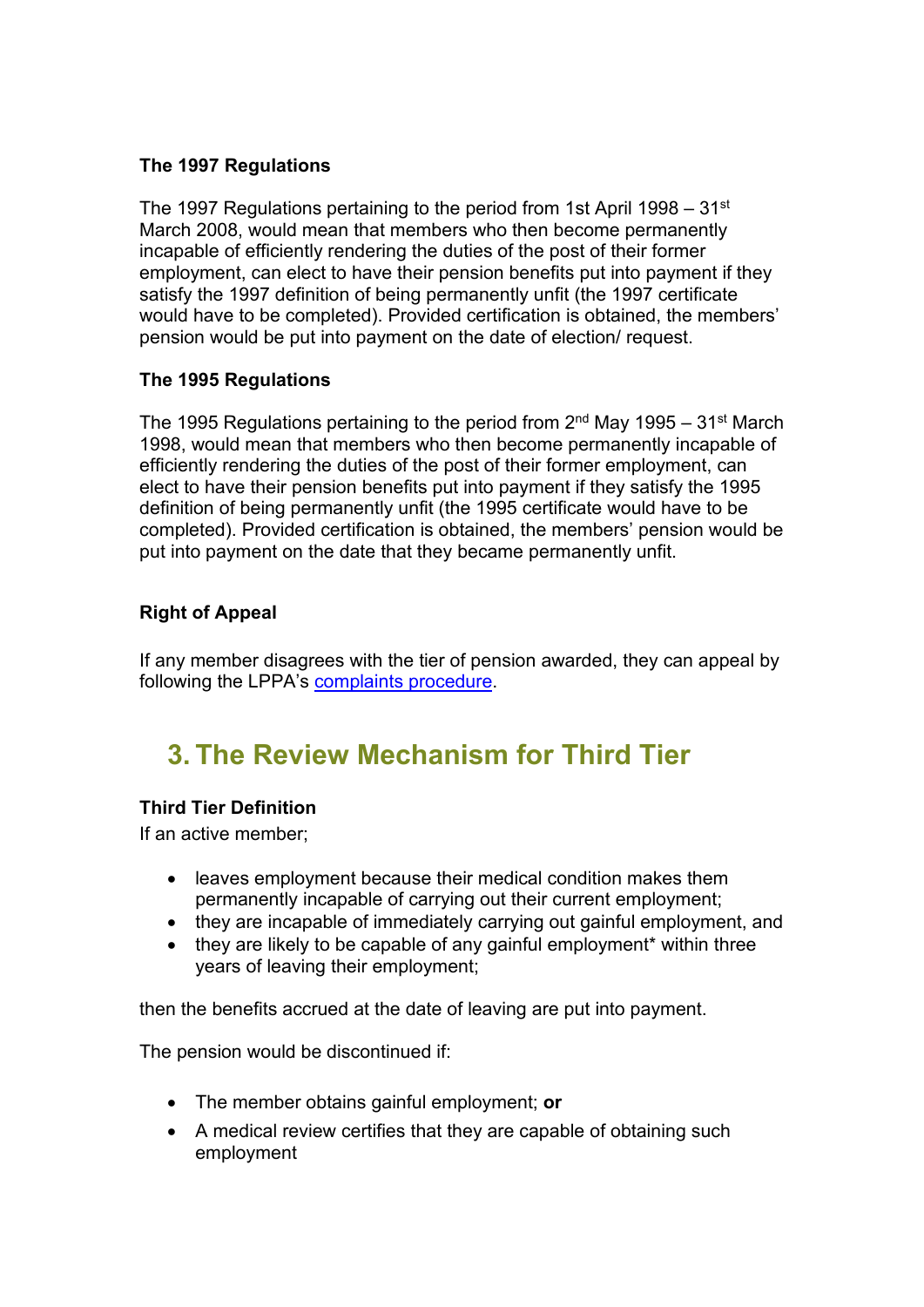**The 1997 Regulations**

The 1997 Regulations pertaining to the period from 1st April 1998 – 31st March 2008, would mean that members who then become permanently incapable of efficiently rendering the duties of the post of their former employment, can elect to have their pension benefits put into payment if they satisfy the 1997 definition of being permanently unfit (the 1997 certificate would have to be completed). Provided certification is obtained, the members' pension would be put into payment on the date of election/ request.

**The 1995 Regulations**

The 1995 Regulations pertaining to the period from 2nd May 1995 – 31st March 1998, would mean that members who then become permanently incapable of efficiently rendering the duties of the post of their former employment, can elect to have their pension benefits put into payment if they satisfy the 1995 definition of being permanently unfit (the 1995 certificate would have to be completed). Provided certification is obtained, the members' pension would be put into payment on the date that they became permanently unfit.

**Right of Appeal**

If any member disagrees with the tier of pension awarded, they can appeal by following the LPPA's complaints procedure.

## 3. The Review Mechanism for Third Tier

**Third Tier Definition**

If an active member;

- leaves employment because their medical condition makes them permanently incapable of carrying out their current employment;
- they are incapable of immediately carrying out gainful employment, and
- they are likely to be capable of any gainful employment* within three years of leaving their employment;

then the benefits accrued at the date of leaving are put into payment.

The pension would be discontinued if:

- The member obtains gainful employment; **or**
- A medical review certifies that they are capable of obtaining such employment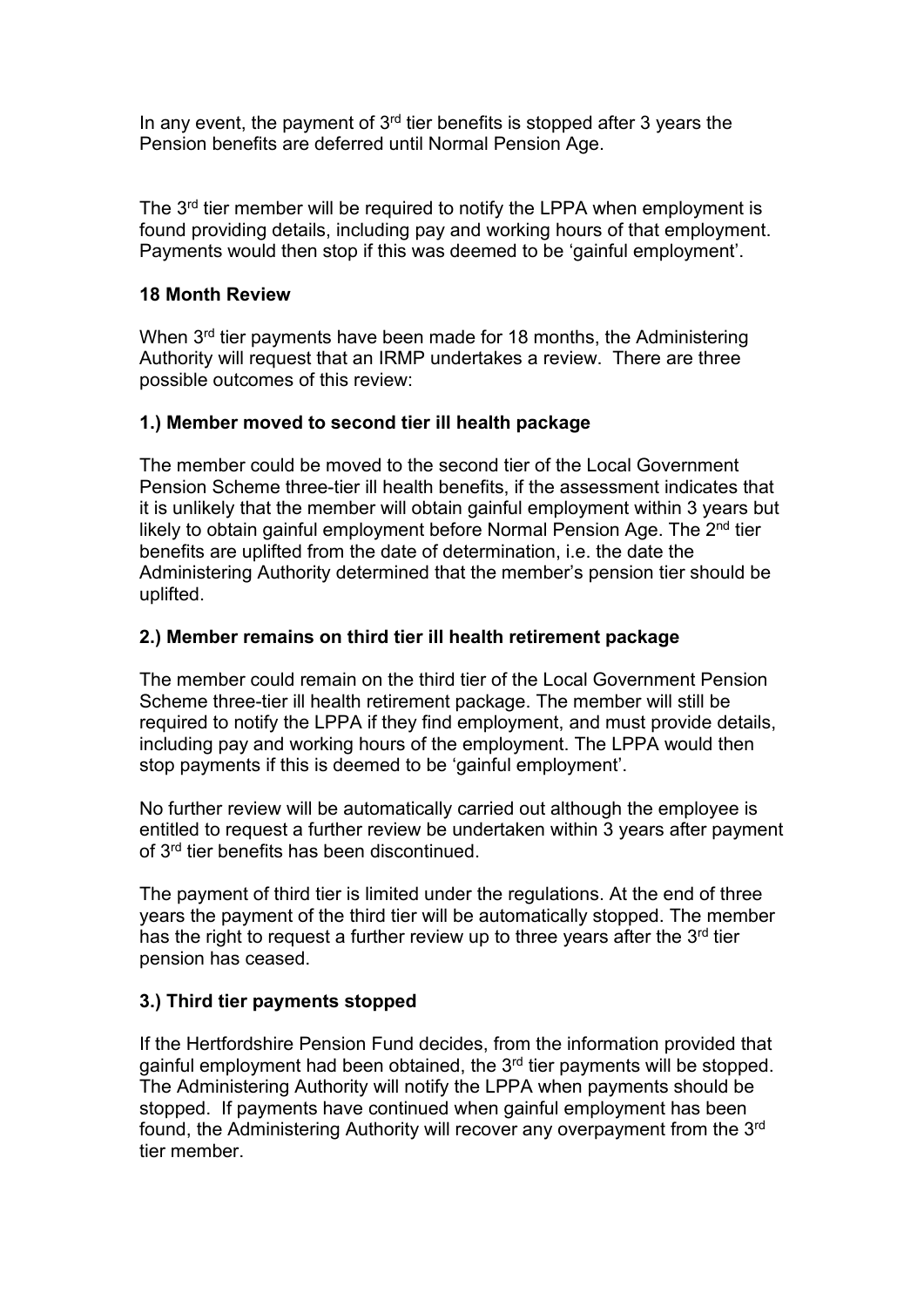In any event, the payment of 3rd tier benefits is stopped after 3 years the Pension benefits are deferred until Normal Pension Age.

The 3rd tier member will be required to notify the LPPA when employment is found providing details, including pay and working hours of that employment. Payments would then stop if this was deemed to be 'gainful employment'.

**18 Month Review**

When 3rd tier payments have been made for 18 months, the Administering Authority will request that an IRMP undertakes a review. There are three possible outcomes of this review:

**1.) Member moved to second tier ill health package**

The member could be moved to the second tier of the Local Government Pension Scheme three-tier ill health benefits, if the assessment indicates that it is unlikely that the member will obtain gainful employment within 3 years but likely to obtain gainful employment before Normal Pension Age. The 2nd tier benefits are uplifted from the date of determination, i.e. the date the Administering Authority determined that the member's pension tier should be uplifted.

**2.) Member remains on third tier ill health retirement package**

The member could remain on the third tier of the Local Government Pension Scheme three-tier ill health retirement package. The member will still be required to notify the LPPA if they find employment, and must provide details, including pay and working hours of the employment. The LPPA would then stop payments if this is deemed to be 'gainful employment'.

No further review will be automatically carried out although the employee is entitled to request a further review be undertaken within 3 years after payment of 3rd tier benefits has been discontinued.

The payment of third tier is limited under the regulations. At the end of three years the payment of the third tier will be automatically stopped. The member has the right to request a further review up to three years after the 3rd tier pension has ceased.

**3.) Third tier payments stopped**

If the Hertfordshire Pension Fund decides, from the information provided that gainful employment had been obtained, the 3rd tier payments will be stopped. The Administering Authority will notify the LPPA when payments should be stopped. If payments have continued when gainful employment has been found, the Administering Authority will recover any overpayment from the 3rd tier member.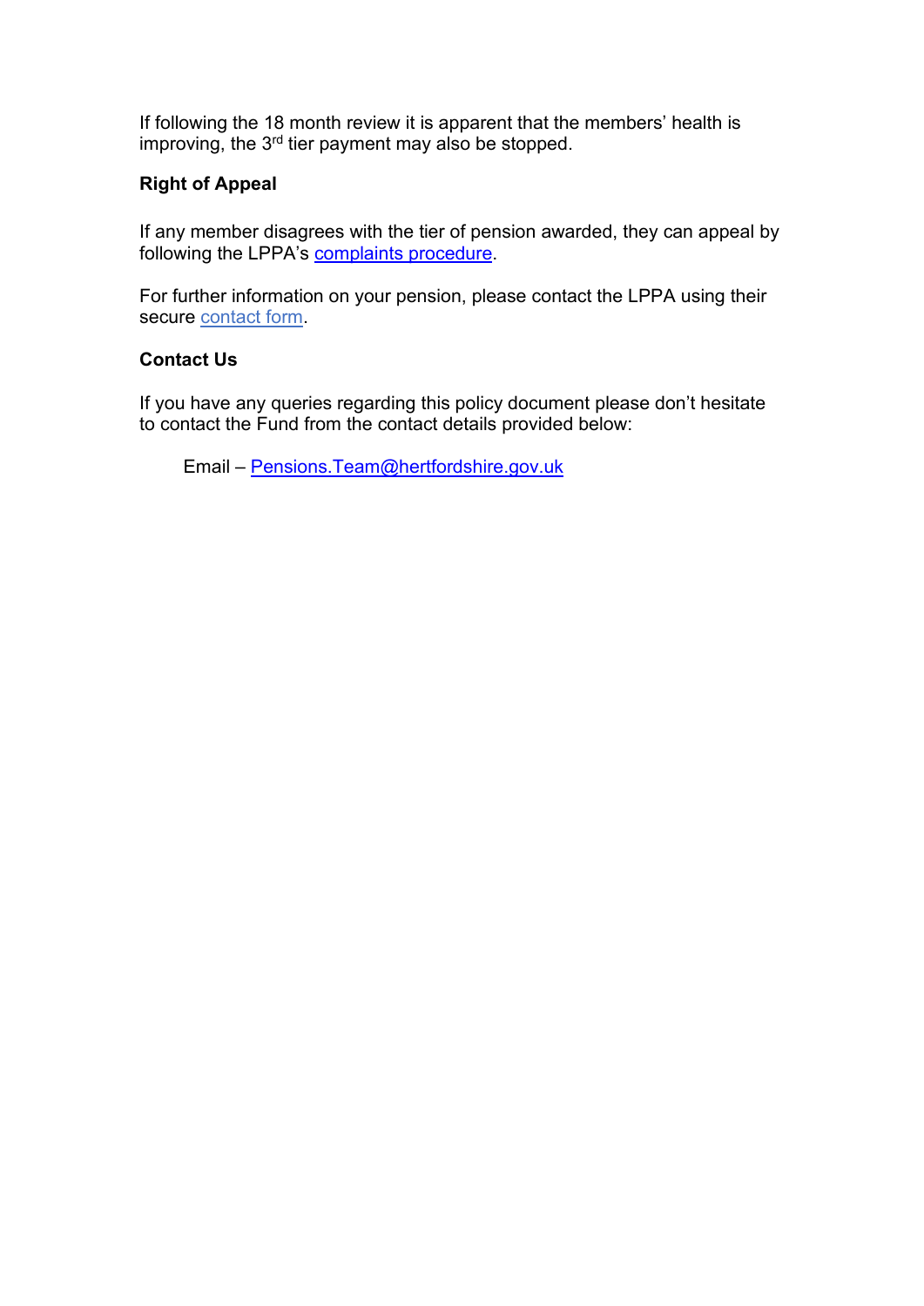If following the 18 month review it is apparent that the members' health is improving, the 3rd tier payment may also be stopped.

**Right of Appeal**

If any member disagrees with the tier of pension awarded, they can appeal by following the LPPA's complaints procedure.

For further information on your pension, please contact the LPPA using their secure contact form.

**Contact Us**

If you have any queries regarding this policy document please don't hesitate to contact the Fund from the contact details provided below:

Email – Pensions.Team@hertfordshire.gov.uk